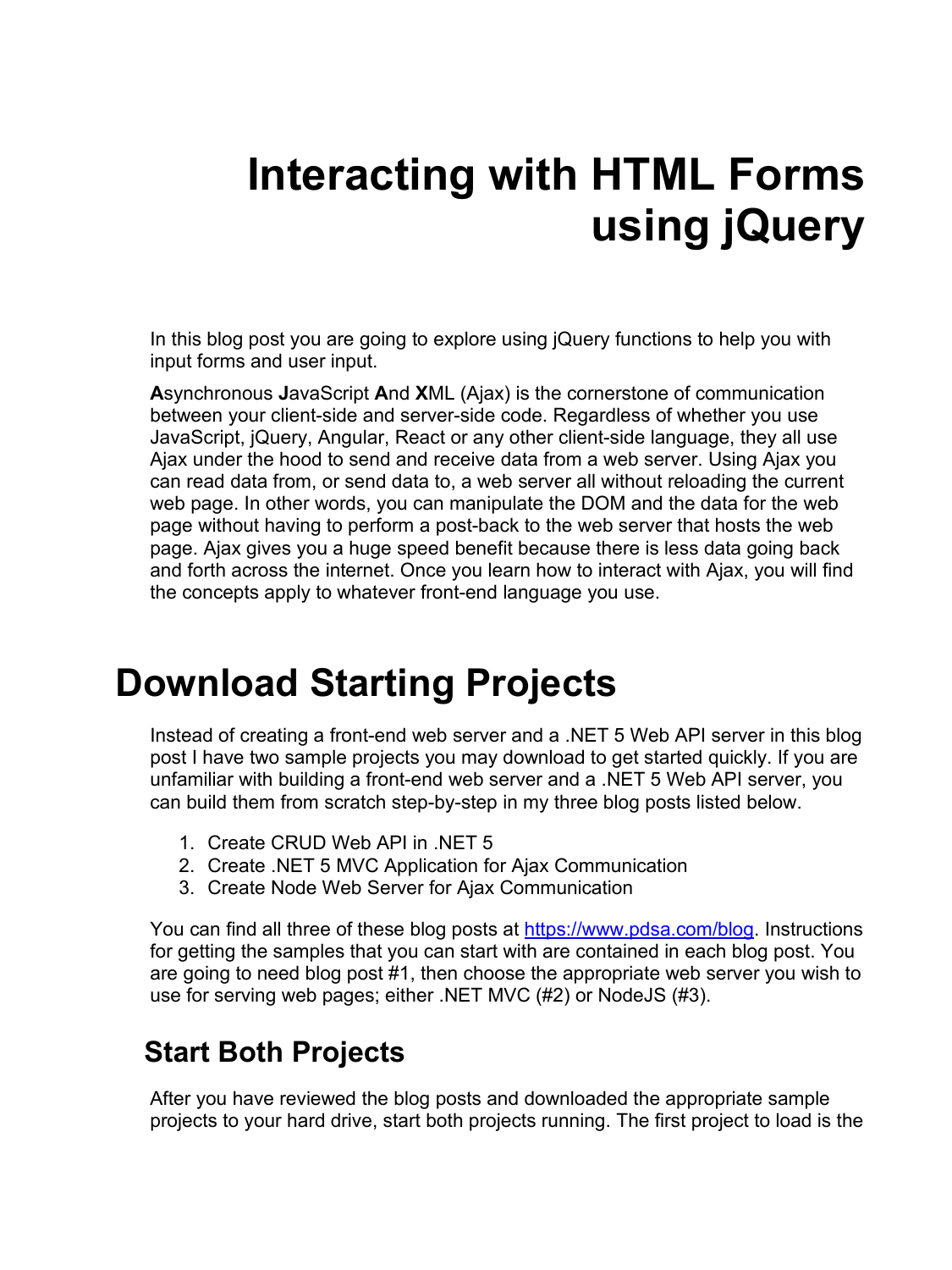# Interacting with HTML Forms using jQuery

In this blog post you are going to explore using jQuery functions to help you with input forms and user input.

**A**synchronous **J**avaScript **A**nd **X**ML (Ajax) is the cornerstone of communication between your client-side and server-side code. Regardless of whether you use JavaScript, jQuery, Angular, React or any other client-side language, they all use Ajax under the hood to send and receive data from a web server. Using Ajax you can read data from, or send data to, a web server all without reloading the current web page. In other words, you can manipulate the DOM and the data for the web page without having to perform a post-back to the web server that hosts the web page. Ajax gives you a huge speed benefit because there is less data going back and forth across the internet. Once you learn how to interact with Ajax, you will find the concepts apply to whatever front-end language you use.

# Download Starting Projects

Instead of creating a front-end web server and a .NET 5 Web API server in this blog post I have two sample projects you may download to get started quickly. If you are unfamiliar with building a front-end web server and a .NET 5 Web API server, you can build them from scratch step-by-step in my three blog posts listed below.

1. Create CRUD Web API in .NET 5
2. Create .NET 5 MVC Application for Ajax Communication
3. Create Node Web Server for Ajax Communication

You can find all three of these blog posts at [https://www.pdsa.com/blog](https://www.pdsa.com/blog). Instructions for getting the samples that you can start with are contained in each blog post. You are going to need blog post #1, then choose the appropriate web server you wish to use for serving web pages; either .NET MVC (#2) or NodeJS (#3).

## Start Both Projects

After you have reviewed the blog posts and downloaded the appropriate sample projects to your hard drive, start both projects running. The first project to load is the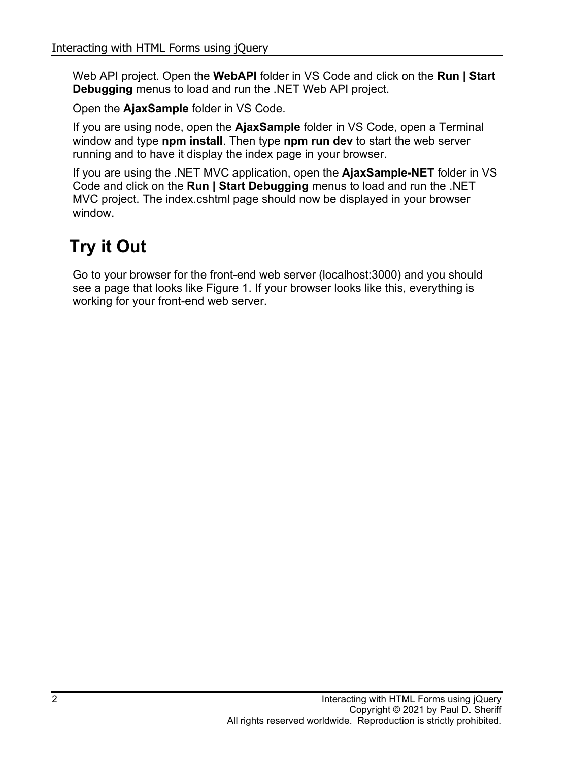Web API project. Open the **WebAPI** folder in VS Code and click on the **Run | Start Debugging** menus to load and run the .NET Web API project.

Open the **AjaxSample** folder in VS Code.

If you are using node, open the **AjaxSample** folder in VS Code, open a Terminal window and type **npm install**. Then type **npm run dev** to start the web server running and to have it display the index page in your browser.

If you are using the .NET MVC application, open the **AjaxSample-NET** folder in VS Code and click on the **Run | Start Debugging** menus to load and run the .NET MVC project. The index.cshtml page should now be displayed in your browser window.

## Try it Out

Go to your browser for the front-end web server (localhost:3000) and you should see a page that looks like Figure 1. If your browser looks like this, everything is working for your front-end web server.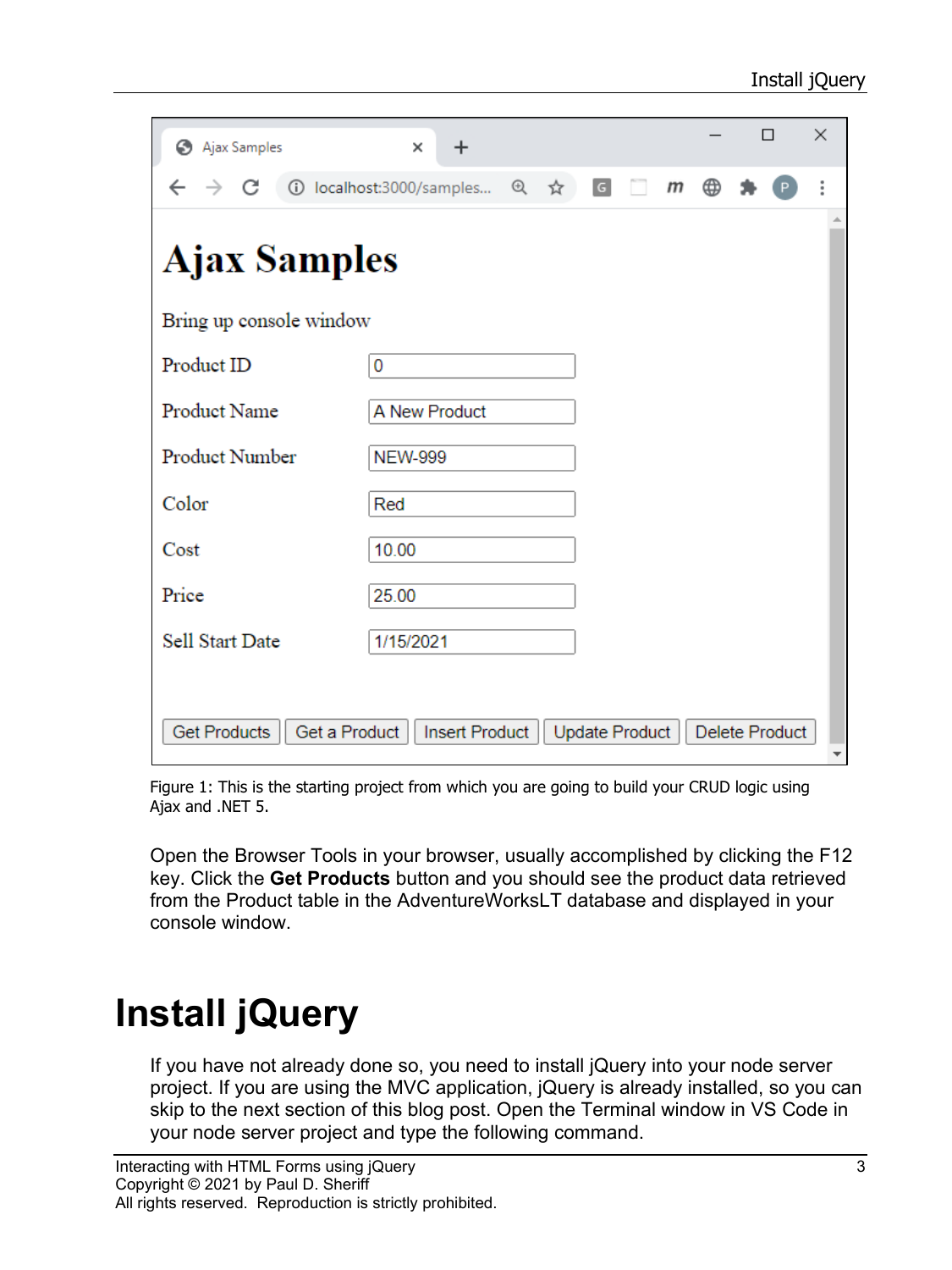Figure 1: This is the starting project from which you are going to build your CRUD logic using Ajax and .NET 5.

Open the Browser Tools in your browser, usually accomplished by clicking the F12 key. Click the **Get Products** button and you should see the product data retrieved from the Product table in the AdventureWorksLT database and displayed in your console window.

# Install jQuery

If you have not already done so, you need to install jQuery into your node server project. If you are using the MVC application, jQuery is already installed, so you can skip to the next section of this blog post. Open the Terminal window in VS Code in your node server project and type the following command.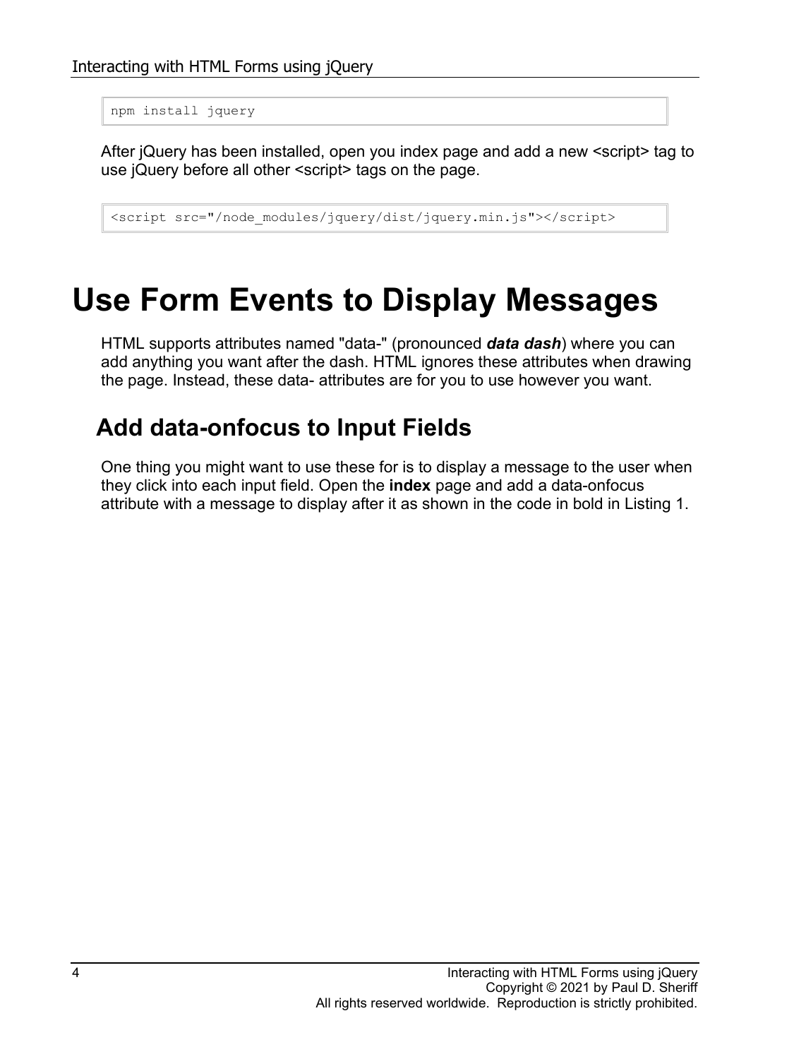```
npm install jquery
```

After jQuery has been installed, open you index page and add a new <script> tag to use jQuery before all other <script> tags on the page.

```
<script src="/node_modules/jquery/dist/jquery.min.js"></script>
```

# Use Form Events to Display Messages

HTML supports attributes named "data-" (pronounced ***data dash***) where you can add anything you want after the dash. HTML ignores these attributes when drawing the page. Instead, these data- attributes are for you to use however you want.

## Add data-onfocus to Input Fields

One thing you might want to use these for is to display a message to the user when they click into each input field. Open the **index** page and add a data-onfocus attribute with a message to display after it as shown in the code in bold in Listing 1.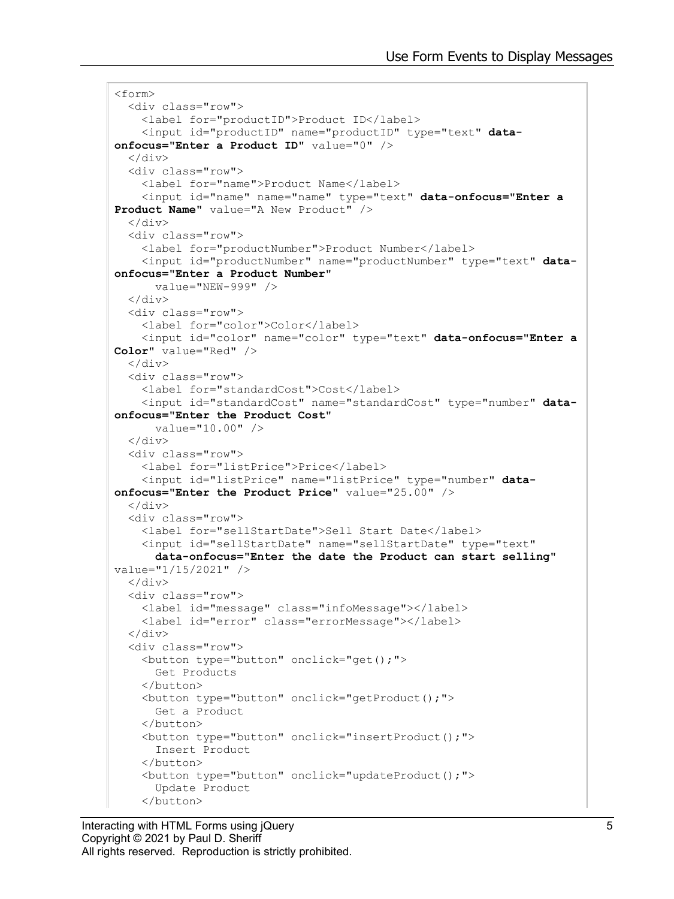```
<form>
  <div class="row">
    <label for="productID">Product ID</label>
    <input id="productID" name="productID" type="text" data-onfocus="Enter a Product ID" value="0" />
  </div>
  <div class="row">
    <label for="name">Product Name</label>
    <input id="name" name="name" type="text" data-onfocus="Enter a Product Name" value="A New Product" />
  </div>
  <div class="row">
    <label for="productNumber">Product Number</label>
    <input id="productNumber" name="productNumber" type="text" data-onfocus="Enter a Product Number"
      value="NEW-999" />
  </div>
  <div class="row">
    <label for="color">Color</label>
    <input id="color" name="color" type="text" data-onfocus="Enter a Color" value="Red" />
  </div>
  <div class="row">
    <label for="standardCost">Cost</label>
    <input id="standardCost" name="standardCost" type="number" data-onfocus="Enter the Product Cost"
      value="10.00" />
  </div>
  <div class="row">
    <label for="listPrice">Price</label>
    <input id="listPrice" name="listPrice" type="number" data-onfocus="Enter the Product Price" value="25.00" />
  </div>
  <div class="row">
    <label for="sellStartDate">Sell Start Date</label>
    <input id="sellStartDate" name="sellStartDate" type="text"
      data-onfocus="Enter the date the Product can start selling" value="1/15/2021" />
  </div>
  <div class="row">
    <label id="message" class="infoMessage"></label>
    <label id="error" class="errorMessage"></label>
  </div>
  <div class="row">
    <button type="button" onclick="get();">
      Get Products
    </button>
    <button type="button" onclick="getProduct();">
      Get a Product
    </button>
    <button type="button" onclick="insertProduct();">
      Insert Product
    </button>
    <button type="button" onclick="updateProduct();">
      Update Product
    </button>
```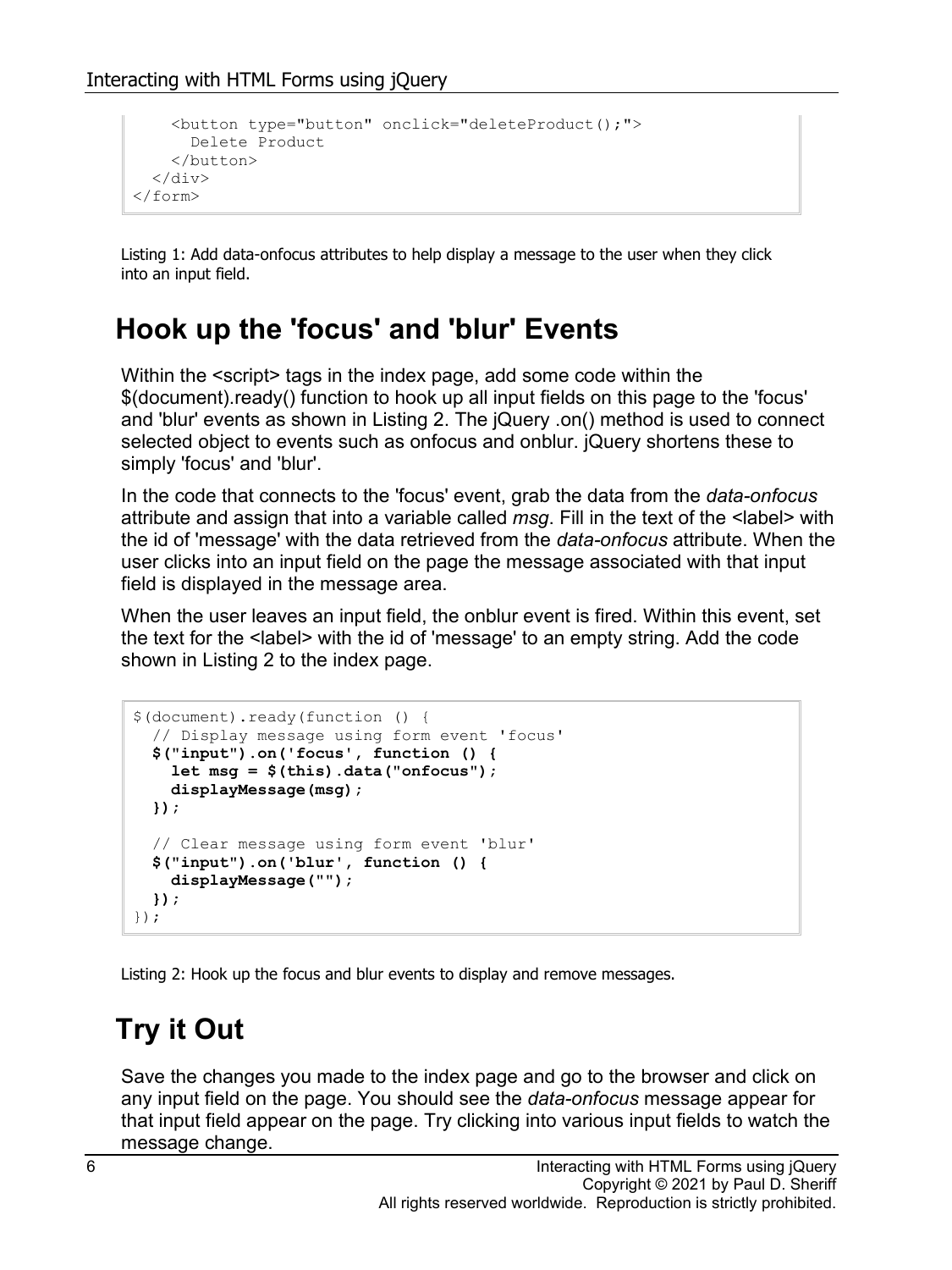```
    <button type="button" onclick="deleteProduct();">
      Delete Product
    </button>
  </div>
</form>
```

Listing 1: Add data-onfocus attributes to help display a message to the user when they click into an input field.

## Hook up the 'focus' and 'blur' Events

Within the <script> tags in the index page, add some code within the $(document).ready() function to hook up all input fields on this page to the 'focus' and 'blur' events as shown in Listing 2. The jQuery .on() method is used to connect selected object to events such as onfocus and onblur. jQuery shortens these to simply 'focus' and 'blur'.

In the code that connects to the 'focus' event, grab the data from the *data-onfocus* attribute and assign that into a variable called *msg*. Fill in the text of the <label> with the id of 'message' with the data retrieved from the *data-onfocus* attribute. When the user clicks into an input field on the page the message associated with that input field is displayed in the message area.

When the user leaves an input field, the onblur event is fired. Within this event, set the text for the <label> with the id of 'message' to an empty string. Add the code shown in Listing 2 to the index page.

```
$(document).ready(function () {
  // Display message using form event 'focus'
  $("input").on('focus', function () {
    let msg = $(this).data("onfocus");
    displayMessage(msg);
  });

  // Clear message using form event 'blur'
  $("input").on('blur', function () {
    displayMessage("");
  });
});
```

Listing 2: Hook up the focus and blur events to display and remove messages.

## Try it Out

Save the changes you made to the index page and go to the browser and click on any input field on the page. You should see the *data-onfocus* message appear for that input field appear on the page. Try clicking into various input fields to watch the message change.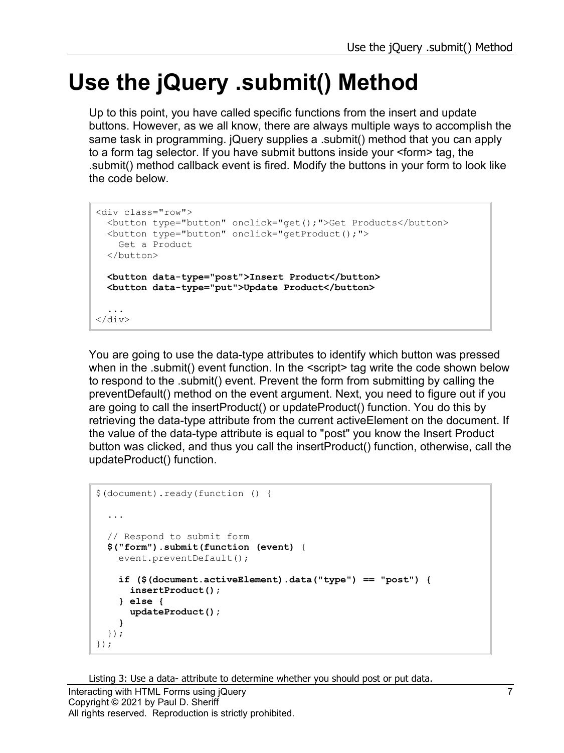# Use the jQuery .submit() Method

Up to this point, you have called specific functions from the insert and update buttons. However, as we all know, there are always multiple ways to accomplish the same task in programming. jQuery supplies a .submit() method that you can apply to a form tag selector. If you have submit buttons inside your <form> tag, the .submit() method callback event is fired. Modify the buttons in your form to look like the code below.

```
<div class="row">
  <button type="button" onclick="get();">Get Products</button>
  <button type="button" onclick="getProduct();">
    Get a Product
  </button>

  <button data-type="post">Insert Product</button>
  <button data-type="put">Update Product</button>

  ...
</div>
```

You are going to use the data-type attributes to identify which button was pressed when in the .submit() event function. In the <script> tag write the code shown below to respond to the .submit() event. Prevent the form from submitting by calling the preventDefault() method on the event argument. Next, you need to figure out if you are going to call the insertProduct() or updateProduct() function. You do this by retrieving the data-type attribute from the current activeElement on the document. If the value of the data-type attribute is equal to "post" you know the Insert Product button was clicked, and thus you call the insertProduct() function, otherwise, call the updateProduct() function.

```
$(document).ready(function () {

  ...

  // Respond to submit form
  $("form").submit(function (event) {
    event.preventDefault();

    if ($(document.activeElement).data("type") == "post") {
      insertProduct();
    } else {
      updateProduct();
    }
  });
});
```

Listing 3: Use a data- attribute to determine whether you should post or put data.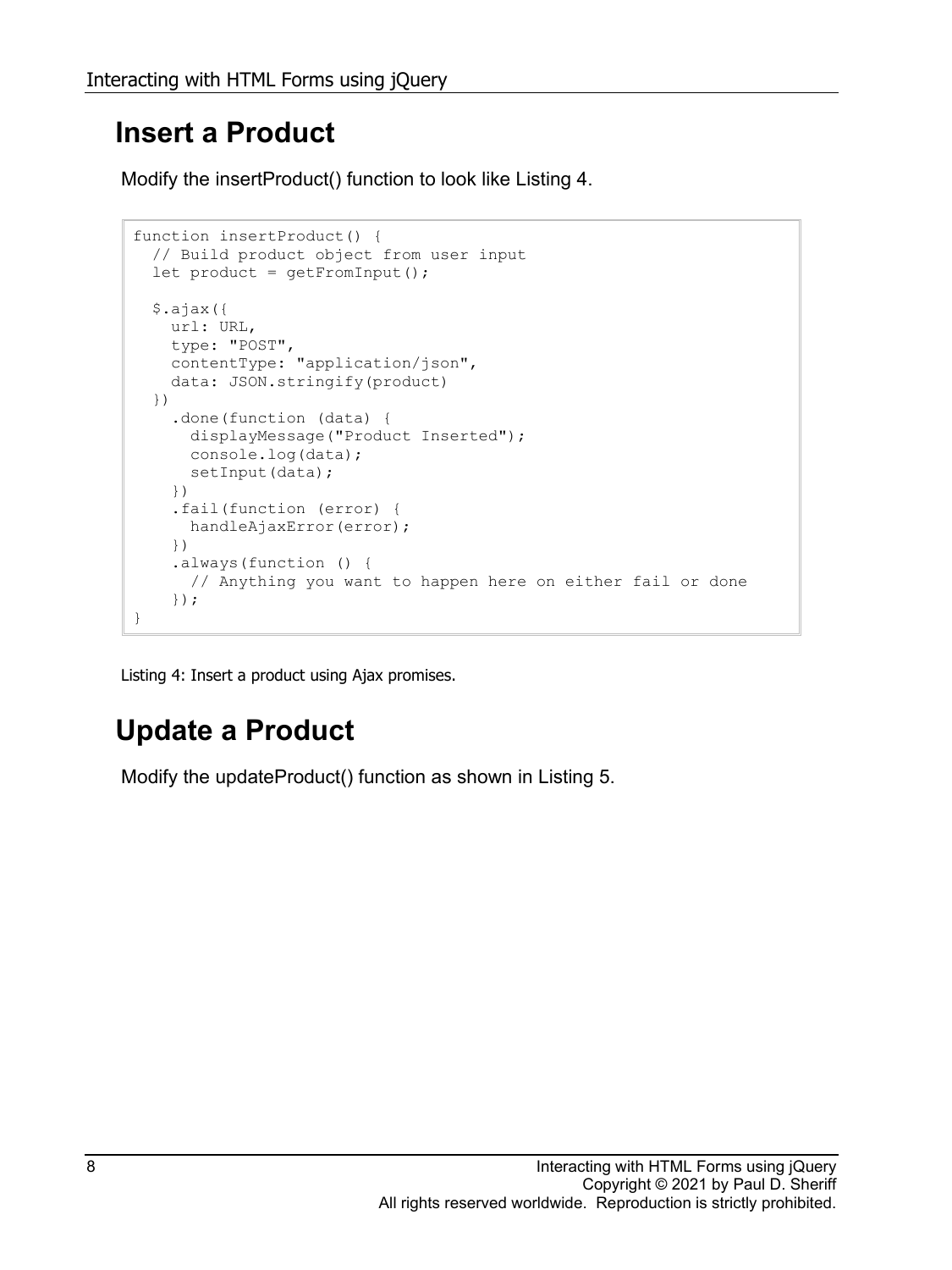## Insert a Product

Modify the insertProduct() function to look like Listing 4.

```
function insertProduct() {
  // Build product object from user input
  let product = getFromInput();

  $.ajax({
    url: URL,
    type: "POST",
    contentType: "application/json",
    data: JSON.stringify(product)
  })
    .done(function (data) {
      displayMessage("Product Inserted");
      console.log(data);
      setInput(data);
    })
    .fail(function (error) {
      handleAjaxError(error);
    })
    .always(function () {
      // Anything you want to happen here on either fail or done
    });
}
```

Listing 4: Insert a product using Ajax promises.

## Update a Product

Modify the updateProduct() function as shown in Listing 5.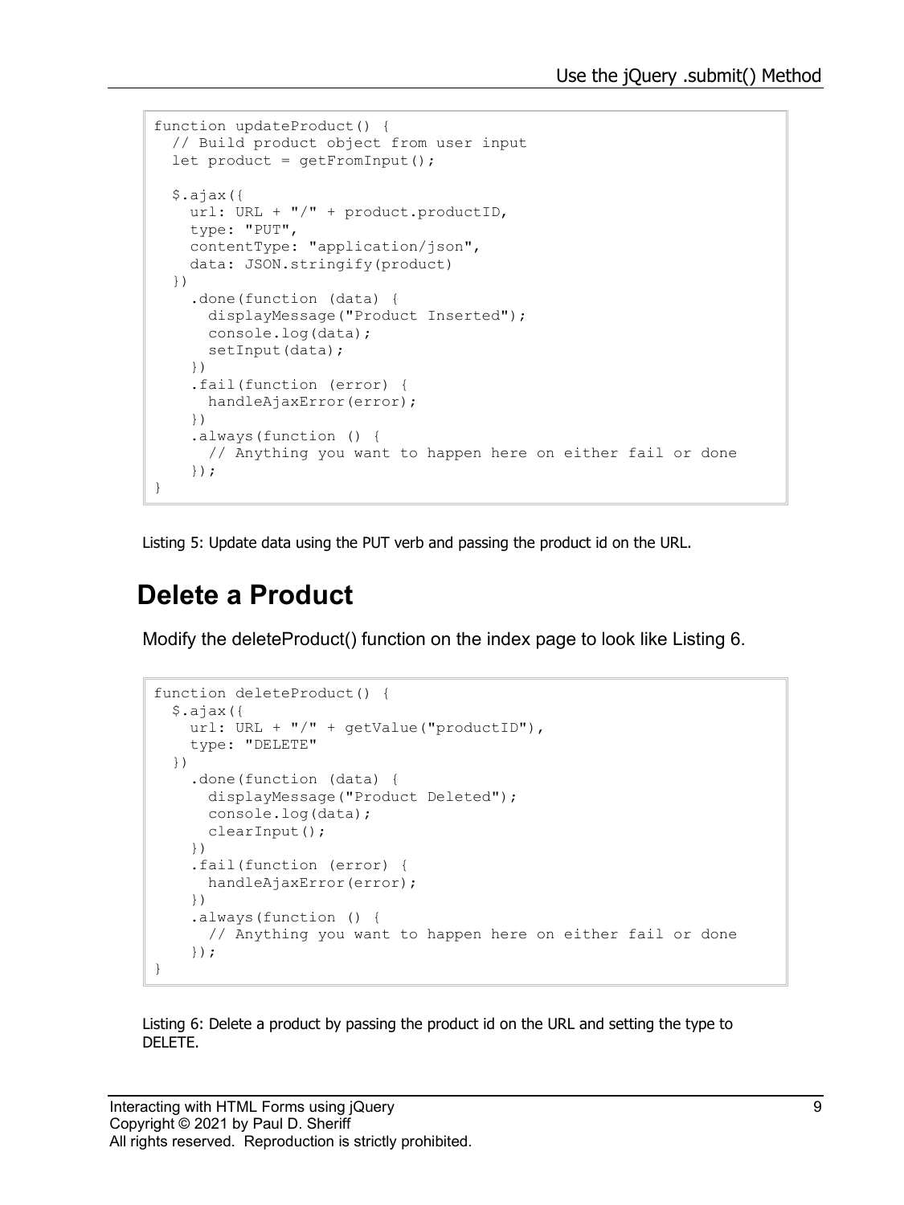```
function updateProduct() {
  // Build product object from user input
  let product = getFromInput();

  $.ajax({
    url: URL + "/" + product.productID,
    type: "PUT",
    contentType: "application/json",
    data: JSON.stringify(product)
  })
    .done(function (data) {
      displayMessage("Product Inserted");
      console.log(data);
      setInput(data);
    })
    .fail(function (error) {
      handleAjaxError(error);
    })
    .always(function () {
      // Anything you want to happen here on either fail or done
    });
}
```

Listing 5: Update data using the PUT verb and passing the product id on the URL.

## Delete a Product

Modify the deleteProduct() function on the index page to look like Listing 6.

```
function deleteProduct() {
  $.ajax({
    url: URL + "/" + getValue("productID"),
    type: "DELETE"
  })
    .done(function (data) {
      displayMessage("Product Deleted");
      console.log(data);
      clearInput();
    })
    .fail(function (error) {
      handleAjaxError(error);
    })
    .always(function () {
      // Anything you want to happen here on either fail or done
    });
}
```

Listing 6: Delete a product by passing the product id on the URL and setting the type to DELETE.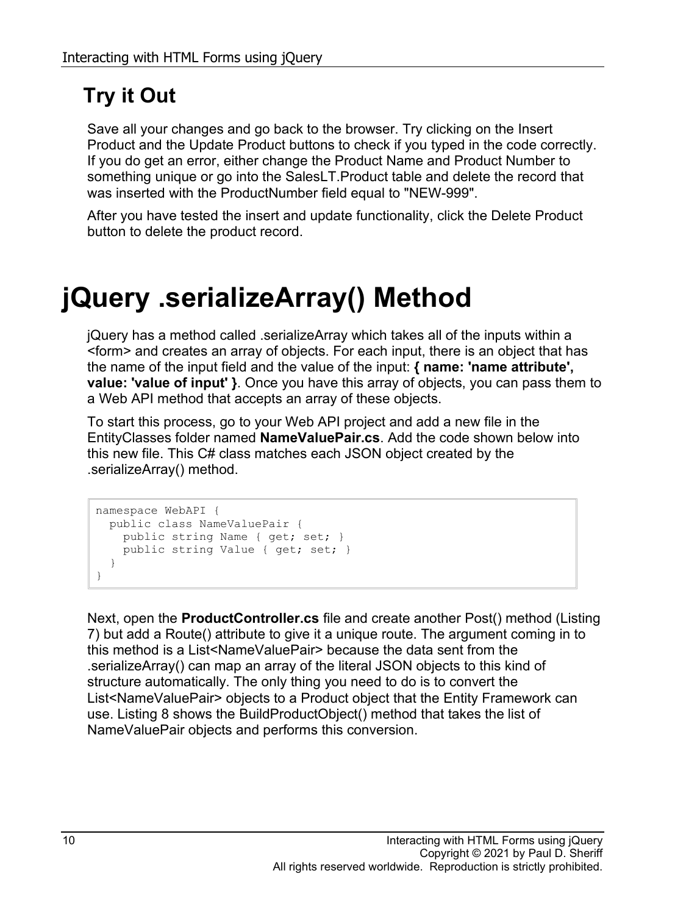## Try it Out

Save all your changes and go back to the browser. Try clicking on the Insert Product and the Update Product buttons to check if you typed in the code correctly. If you do get an error, either change the Product Name and Product Number to something unique or go into the SalesLT.Product table and delete the record that was inserted with the ProductNumber field equal to "NEW-999".

After you have tested the insert and update functionality, click the Delete Product button to delete the product record.

# jQuery .serializeArray() Method

jQuery has a method called .serializeArray which takes all of the inputs within a <form> and creates an array of objects. For each input, there is an object that has the name of the input field and the value of the input: **{ name: 'name attribute', value: 'value of input' }**. Once you have this array of objects, you can pass them to a Web API method that accepts an array of these objects.

To start this process, go to your Web API project and add a new file in the EntityClasses folder named **NameValuePair.cs**. Add the code shown below into this new file. This C# class matches each JSON object created by the .serializeArray() method.

```
namespace WebAPI {
  public class NameValuePair {
    public string Name { get; set; }
    public string Value { get; set; }
  }
}
```

Next, open the **ProductController.cs** file and create another Post() method (Listing 7) but add a Route() attribute to give it a unique route. The argument coming in to this method is a List<NameValuePair> because the data sent from the .serializeArray() can map an array of the literal JSON objects to this kind of structure automatically. The only thing you need to do is to convert the List<NameValuePair> objects to a Product object that the Entity Framework can use. Listing 8 shows the BuildProductObject() method that takes the list of NameValuePair objects and performs this conversion.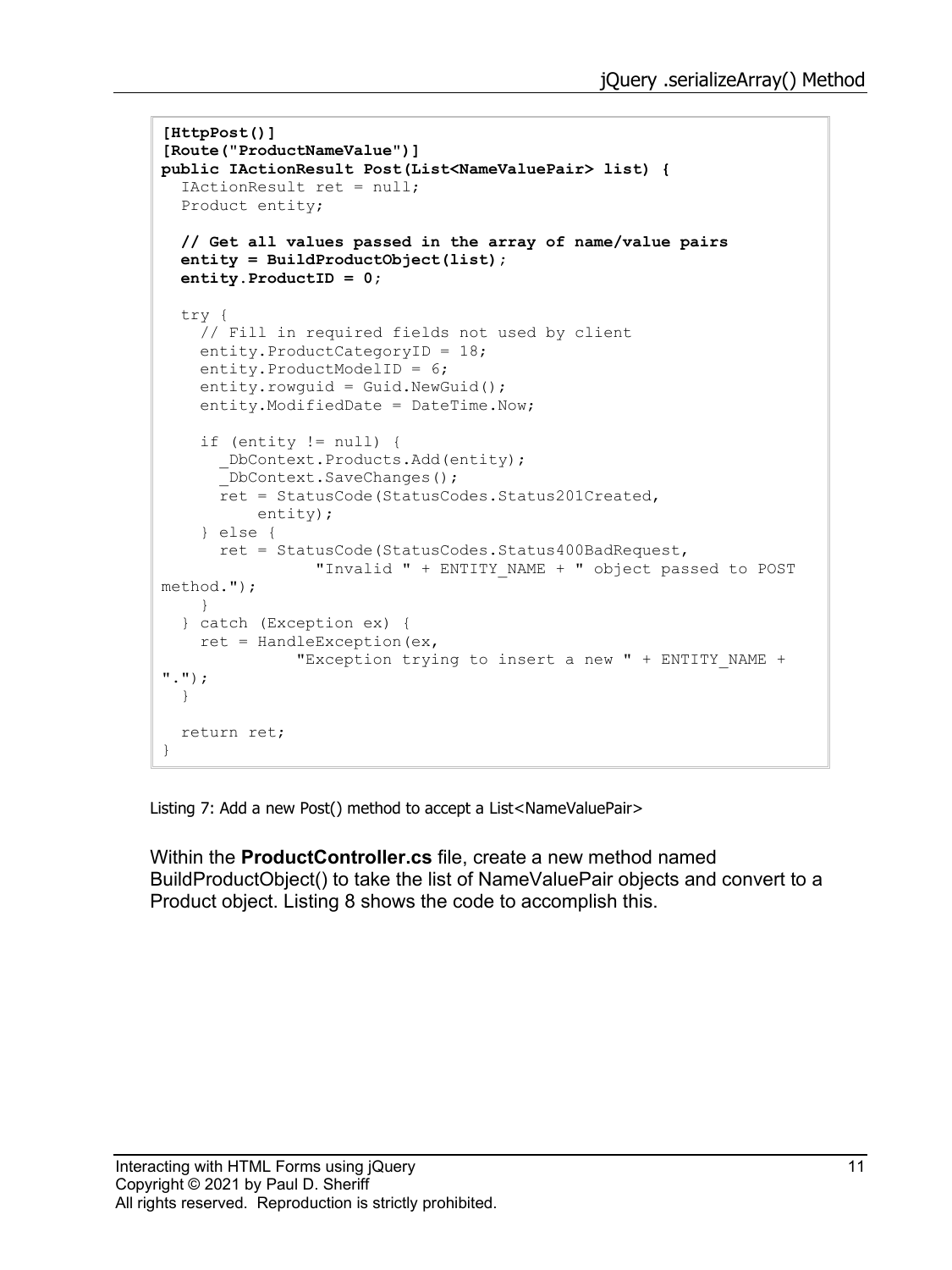```
[HttpPost()]
[Route("ProductNameValue")]
public IActionResult Post(List<NameValuePair> list) {
  IActionResult ret = null;
  Product entity;

  // Get all values passed in the array of name/value pairs
  entity = BuildProductObject(list);
  entity.ProductID = 0;

  try {
    // Fill in required fields not used by client
    entity.ProductCategoryID = 18;
    entity.ProductModelID = 6;
    entity.rowguid = Guid.NewGuid();
    entity.ModifiedDate = DateTime.Now;

    if (entity != null) {
      _DbContext.Products.Add(entity);
      _DbContext.SaveChanges();
      ret = StatusCode(StatusCodes.Status201Created,
          entity);
    } else {
      ret = StatusCode(StatusCodes.Status400BadRequest,
               "Invalid " + ENTITY_NAME + " object passed to POST 
method.");
    }
  } catch (Exception ex) {
    ret = HandleException(ex,
              "Exception trying to insert a new " + ENTITY_NAME + 
".");
  }

  return ret;
}
```

Listing 7: Add a new Post() method to accept a List<NameValuePair>

Within the **ProductController.cs** file, create a new method named BuildProductObject() to take the list of NameValuePair objects and convert to a Product object. Listing 8 shows the code to accomplish this.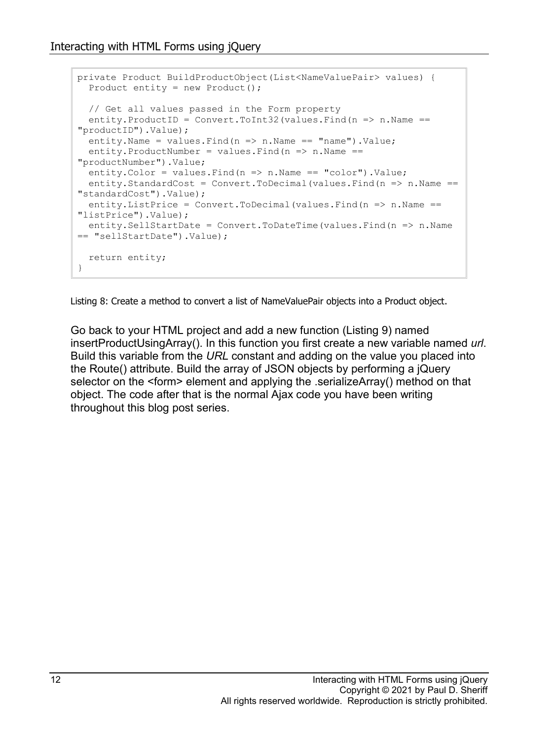```
private Product BuildProductObject(List<NameValuePair> values) {
  Product entity = new Product();

  // Get all values passed in the Form property
  entity.ProductID = Convert.ToInt32(values.Find(n => n.Name ==
"productID").Value);
  entity.Name = values.Find(n => n.Name == "name").Value;
  entity.ProductNumber = values.Find(n => n.Name ==
"productNumber").Value;
  entity.Color = values.Find(n => n.Name == "color").Value;
  entity.StandardCost = Convert.ToDecimal(values.Find(n => n.Name ==
"standardCost").Value);
  entity.ListPrice = Convert.ToDecimal(values.Find(n => n.Name ==
"listPrice").Value);
  entity.SellStartDate = Convert.ToDateTime(values.Find(n => n.Name
== "sellStartDate").Value);

  return entity;
}
```

Listing 8: Create a method to convert a list of NameValuePair objects into a Product object.

Go back to your HTML project and add a new function (Listing 9) named insertProductUsingArray(). In this function you first create a new variable named *url*. Build this variable from the *URL* constant and adding on the value you placed into the Route() attribute. Build the array of JSON objects by performing a jQuery selector on the <form> element and applying the .serializeArray() method on that object. The code after that is the normal Ajax code you have been writing throughout this blog post series.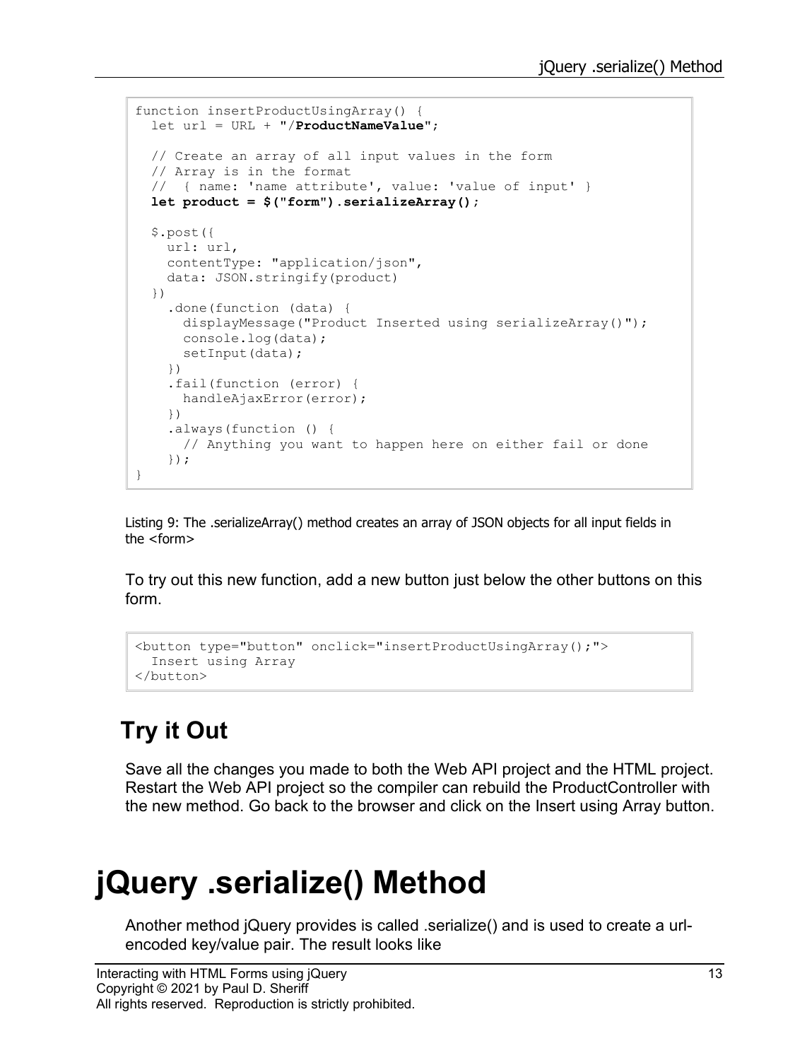```
function insertProductUsingArray() {
  let url = URL + "/ProductNameValue";

  // Create an array of all input values in the form
  // Array is in the format
  //  { name: 'name attribute', value: 'value of input' }
  let product = $("form").serializeArray();

  $.post({
    url: url,
    contentType: "application/json",
    data: JSON.stringify(product)
  })
    .done(function (data) {
      displayMessage("Product Inserted using serializeArray()");
      console.log(data);
      setInput(data);
    })
    .fail(function (error) {
      handleAjaxError(error);
    })
    .always(function () {
      // Anything you want to happen here on either fail or done
    });
}
```

Listing 9: The .serializeArray() method creates an array of JSON objects for all input fields in the <form>

To try out this new function, add a new button just below the other buttons on this form.

```
<button type="button" onclick="insertProductUsingArray();">
  Insert using Array
</button>
```

## Try it Out

Save all the changes you made to both the Web API project and the HTML project. Restart the Web API project so the compiler can rebuild the ProductController with the new method. Go back to the browser and click on the Insert using Array button.

# jQuery .serialize() Method

Another method jQuery provides is called .serialize() and is used to create a url-encoded key/value pair. The result looks like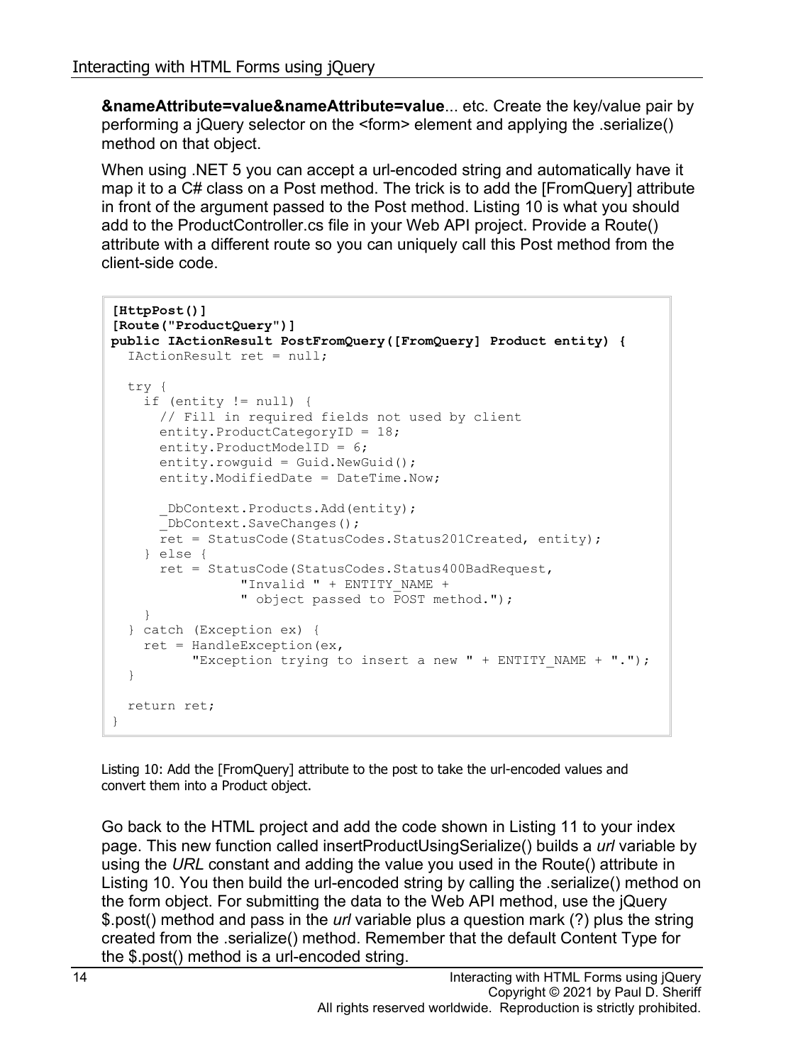**&nameAttribute=value&nameAttribute=value**... etc. Create the key/value pair by performing a jQuery selector on the <form> element and applying the .serialize() method on that object.

When using .NET 5 you can accept a url-encoded string and automatically have it map it to a C# class on a Post method. The trick is to add the [FromQuery] attribute in front of the argument passed to the Post method. Listing 10 is what you should add to the ProductController.cs file in your Web API project. Provide a Route() attribute with a different route so you can uniquely call this Post method from the client-side code.

```
[HttpPost()]
[Route("ProductQuery")]
public IActionResult PostFromQuery([FromQuery] Product entity) {
  IActionResult ret = null;

  try {
    if (entity != null) {
      // Fill in required fields not used by client
      entity.ProductCategoryID = 18;
      entity.ProductModelID = 6;
      entity.rowguid = Guid.NewGuid();
      entity.ModifiedDate = DateTime.Now;

      _DbContext.Products.Add(entity);
      _DbContext.SaveChanges();
      ret = StatusCode(StatusCodes.Status201Created, entity);
    } else {
      ret = StatusCode(StatusCodes.Status400BadRequest,
                "Invalid " + ENTITY_NAME +
                " object passed to POST method.");
    }
  } catch (Exception ex) {
    ret = HandleException(ex,
          "Exception trying to insert a new " + ENTITY_NAME + ".");
  }

  return ret;
}
```

Listing 10: Add the [FromQuery] attribute to the post to take the url-encoded values and convert them into a Product object.

Go back to the HTML project and add the code shown in Listing 11 to your index page. This new function called insertProductUsingSerialize() builds a *url* variable by using the *URL* constant and adding the value you used in the Route() attribute in Listing 10. You then build the url-encoded string by calling the .serialize() method on the form object. For submitting the data to the Web API method, use the jQuery $.post() method and pass in the *url* variable plus a question mark (?) plus the string created from the .serialize() method. Remember that the default Content Type for the $.post() method is a url-encoded string.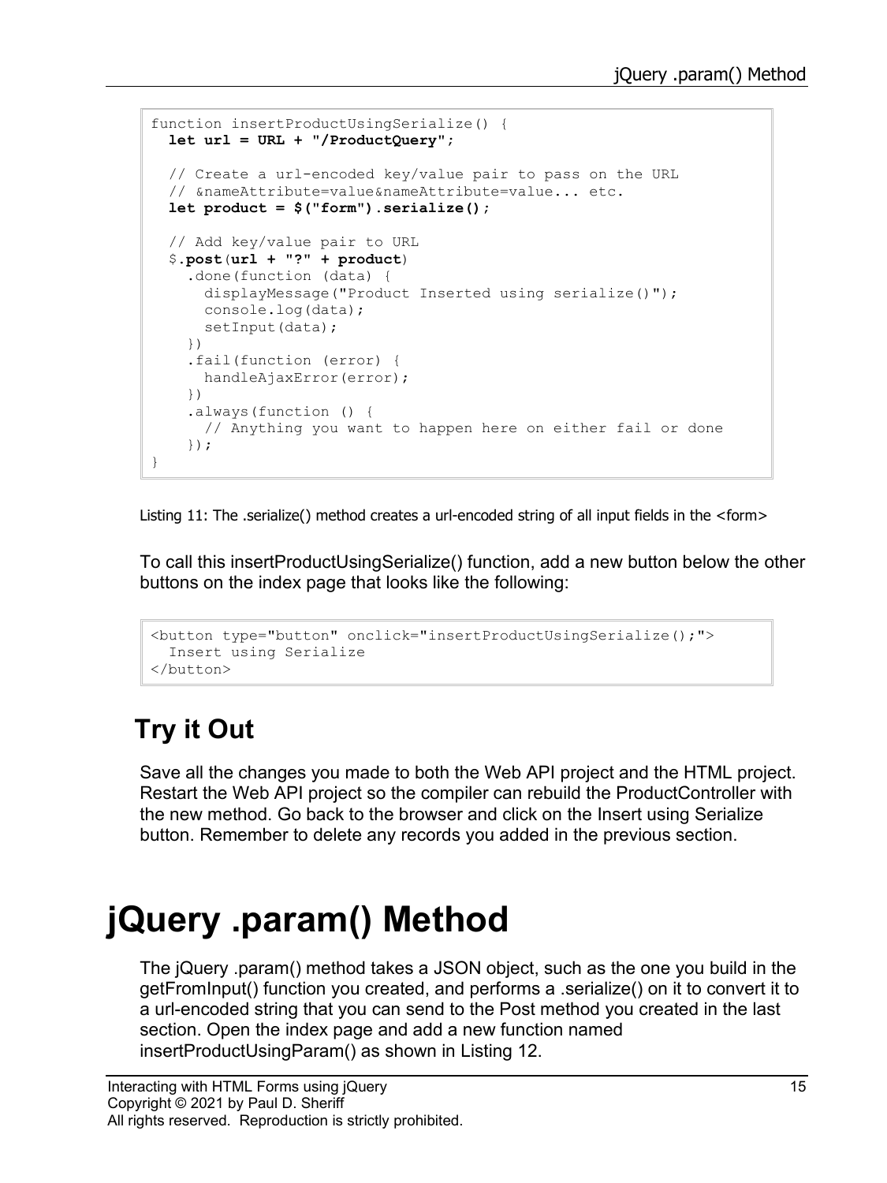```
function insertProductUsingSerialize() {
  let url = URL + "/ProductQuery";

  // Create a url-encoded key/value pair to pass on the URL
  // &nameAttribute=value&nameAttribute=value... etc.
  let product = $("form").serialize();

  // Add key/value pair to URL
  $.post(url + "?" + product)
    .done(function (data) {
      displayMessage("Product Inserted using serialize()");
      console.log(data);
      setInput(data);
    })
    .fail(function (error) {
      handleAjaxError(error);
    })
    .always(function () {
      // Anything you want to happen here on either fail or done
    });
}
```

Listing 11: The .serialize() method creates a url-encoded string of all input fields in the <form>

To call this insertProductUsingSerialize() function, add a new button below the other buttons on the index page that looks like the following:

```
<button type="button" onclick="insertProductUsingSerialize();">
  Insert using Serialize
</button>
```

## Try it Out

Save all the changes you made to both the Web API project and the HTML project. Restart the Web API project so the compiler can rebuild the ProductController with the new method. Go back to the browser and click on the Insert using Serialize button. Remember to delete any records you added in the previous section.

# jQuery .param() Method

The jQuery .param() method takes a JSON object, such as the one you build in the getFromInput() function you created, and performs a .serialize() on it to convert it to a url-encoded string that you can send to the Post method you created in the last section. Open the index page and add a new function named insertProductUsingParam() as shown in Listing 12.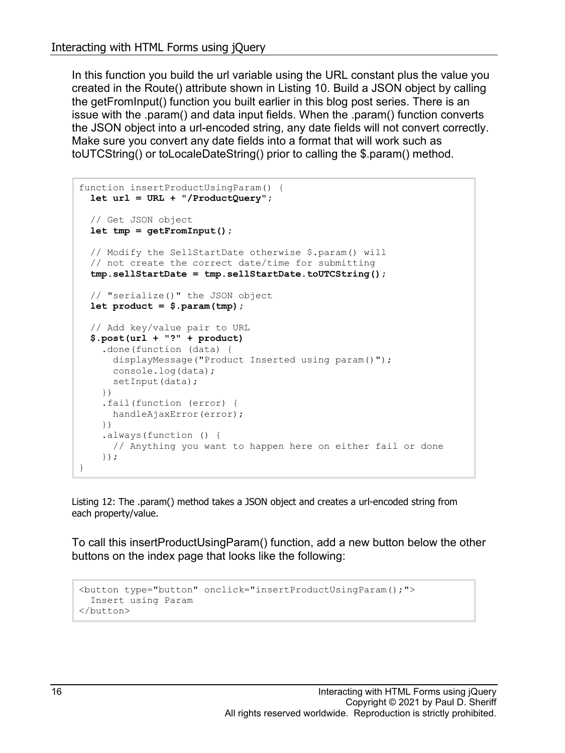In this function you build the url variable using the URL constant plus the value you created in the Route() attribute shown in Listing 10. Build a JSON object by calling the getFromInput() function you built earlier in this blog post series. There is an issue with the .param() and data input fields. When the .param() function converts the JSON object into a url-encoded string, any date fields will not convert correctly. Make sure you convert any date fields into a format that will work such as toUTCString() or toLocaleDateString() prior to calling the $.param() method.

```
function insertProductUsingParam() {
  let url = URL + "/ProductQuery";

  // Get JSON object
  let tmp = getFromInput();

  // Modify the SellStartDate otherwise $.param() will
  // not create the correct date/time for submitting
  tmp.sellStartDate = tmp.sellStartDate.toUTCString();

  // "serialize()" the JSON object
  let product = $.param(tmp);

  // Add key/value pair to URL
  $.post(url + "?" + product)
    .done(function (data) {
      displayMessage("Product Inserted using param()");
      console.log(data);
      setInput(data);
    })
    .fail(function (error) {
      handleAjaxError(error);
    })
    .always(function () {
      // Anything you want to happen here on either fail or done
    });
}
```

Listing 12: The .param() method takes a JSON object and creates a url-encoded string from each property/value.

To call this insertProductUsingParam() function, add a new button below the other buttons on the index page that looks like the following:

```
<button type="button" onclick="insertProductUsingParam();">
  Insert using Param
</button>
```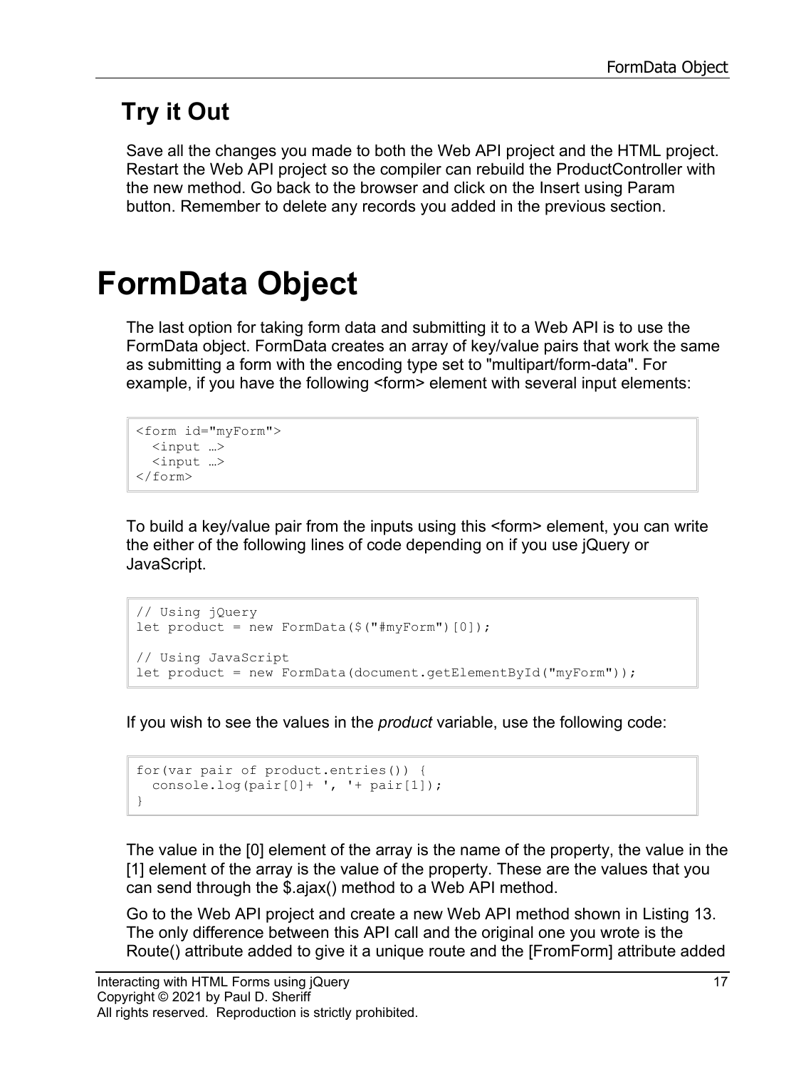## Try it Out

Save all the changes you made to both the Web API project and the HTML project. Restart the Web API project so the compiler can rebuild the ProductController with the new method. Go back to the browser and click on the Insert using Param button. Remember to delete any records you added in the previous section.

# FormData Object

The last option for taking form data and submitting it to a Web API is to use the FormData object. FormData creates an array of key/value pairs that work the same as submitting a form with the encoding type set to "multipart/form-data". For example, if you have the following <form> element with several input elements:

```
<form id="myForm">
  <input …>
  <input …>
</form>
```

To build a key/value pair from the inputs using this <form> element, you can write the either of the following lines of code depending on if you use jQuery or JavaScript.

```
// Using jQuery
let product = new FormData($("#myForm")[0]);

// Using JavaScript
let product = new FormData(document.getElementById("myForm"));
```

If you wish to see the values in the *product* variable, use the following code:

```
for(var pair of product.entries()) {
  console.log(pair[0]+ ', '+ pair[1]);
}
```

The value in the [0] element of the array is the name of the property, the value in the [1] element of the array is the value of the property. These are the values that you can send through the $.ajax() method to a Web API method.

Go to the Web API project and create a new Web API method shown in Listing 13. The only difference between this API call and the original one you wrote is the Route() attribute added to give it a unique route and the [FromForm] attribute added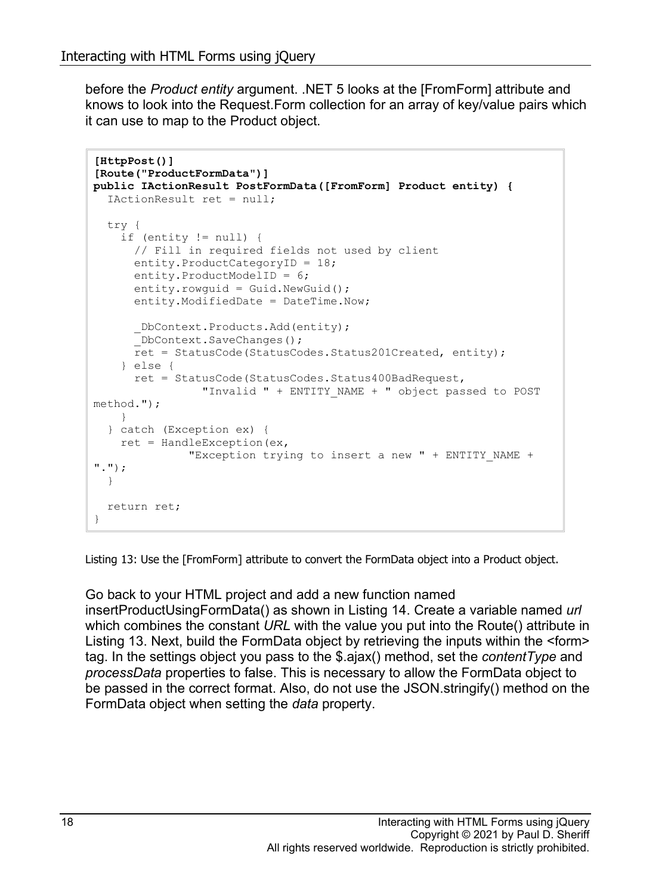before the *Product entity* argument. .NET 5 looks at the [FromForm] attribute and knows to look into the Request.Form collection for an array of key/value pairs which it can use to map to the Product object.

```
[HttpPost()]
[Route("ProductFormData")]
public IActionResult PostFormData([FromForm] Product entity) {
  IActionResult ret = null;

  try {
    if (entity != null) {
      // Fill in required fields not used by client
      entity.ProductCategoryID = 18;
      entity.ProductModelID = 6;
      entity.rowguid = Guid.NewGuid();
      entity.ModifiedDate = DateTime.Now;

      _DbContext.Products.Add(entity);
      _DbContext.SaveChanges();
      ret = StatusCode(StatusCodes.Status201Created, entity);
    } else {
      ret = StatusCode(StatusCodes.Status400BadRequest,
               "Invalid " + ENTITY_NAME + " object passed to POST
method.");
    }
  } catch (Exception ex) {
    ret = HandleException(ex,
             "Exception trying to insert a new " + ENTITY_NAME +
".");
  }

  return ret;
}
```

Listing 13: Use the [FromForm] attribute to convert the FormData object into a Product object.

Go back to your HTML project and add a new function named insertProductUsingFormData() as shown in Listing 14. Create a variable named *url* which combines the constant *URL* with the value you put into the Route() attribute in Listing 13. Next, build the FormData object by retrieving the inputs within the <form> tag. In the settings object you pass to the $.ajax() method, set the *contentType* and *processData* properties to false. This is necessary to allow the FormData object to be passed in the correct format. Also, do not use the JSON.stringify() method on the FormData object when setting the *data* property.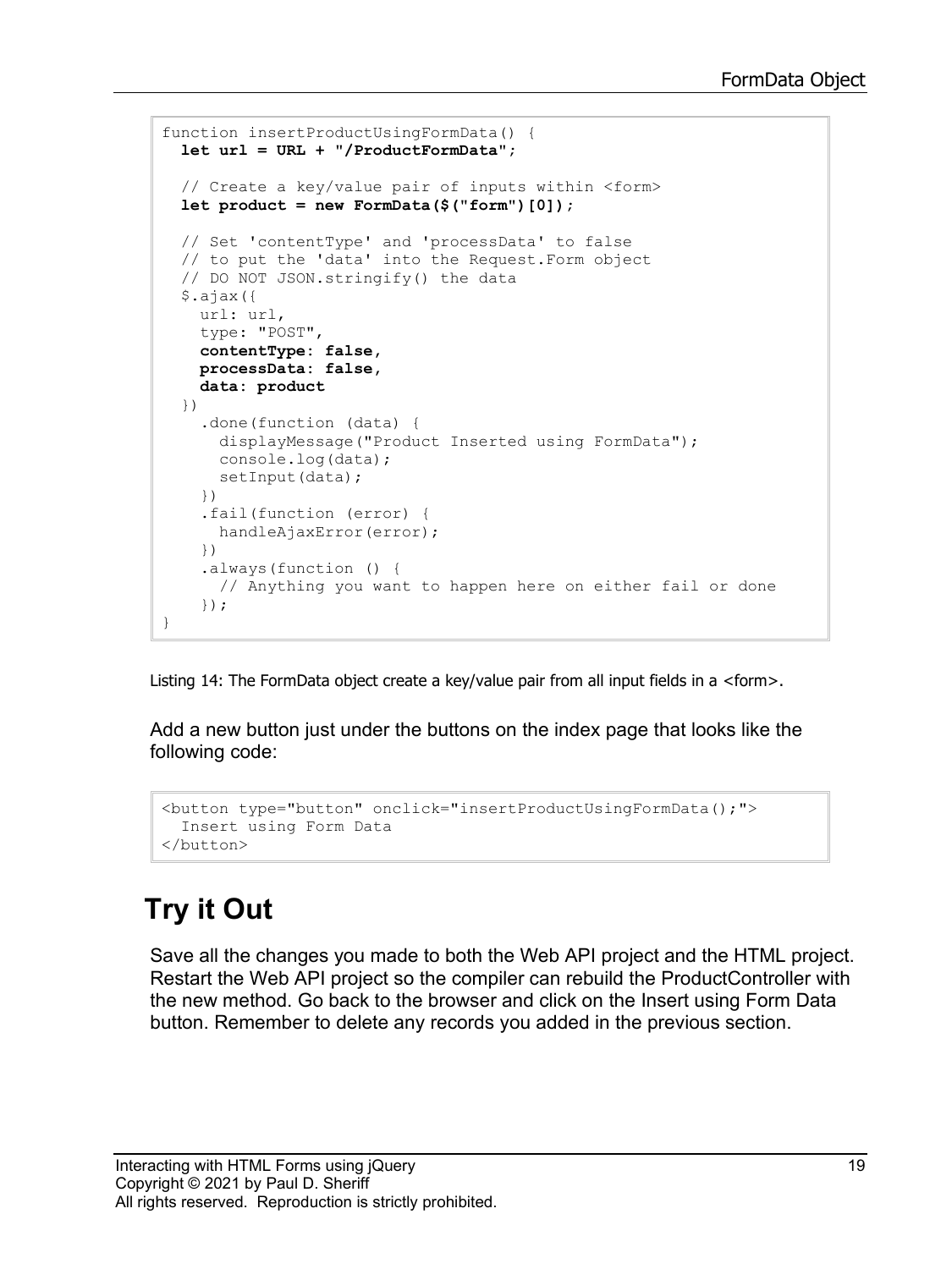```
function insertProductUsingFormData() {
  let url = URL + "/ProductFormData";

  // Create a key/value pair of inputs within <form>
  let product = new FormData($("form")[0]);

  // Set 'contentType' and 'processData' to false
  // to put the 'data' into the Request.Form object
  // DO NOT JSON.stringify() the data
  $.ajax({
    url: url,
    type: "POST",
    contentType: false,
    processData: false,
    data: product
  })
    .done(function (data) {
      displayMessage("Product Inserted using FormData");
      console.log(data);
      setInput(data);
    })
    .fail(function (error) {
      handleAjaxError(error);
    })
    .always(function () {
      // Anything you want to happen here on either fail or done
    });
}
```

Listing 14: The FormData object create a key/value pair from all input fields in a <form>.

Add a new button just under the buttons on the index page that looks like the following code:

```
<button type="button" onclick="insertProductUsingFormData();">
  Insert using Form Data
</button>
```

## Try it Out

Save all the changes you made to both the Web API project and the HTML project. Restart the Web API project so the compiler can rebuild the ProductController with the new method. Go back to the browser and click on the Insert using Form Data button. Remember to delete any records you added in the previous section.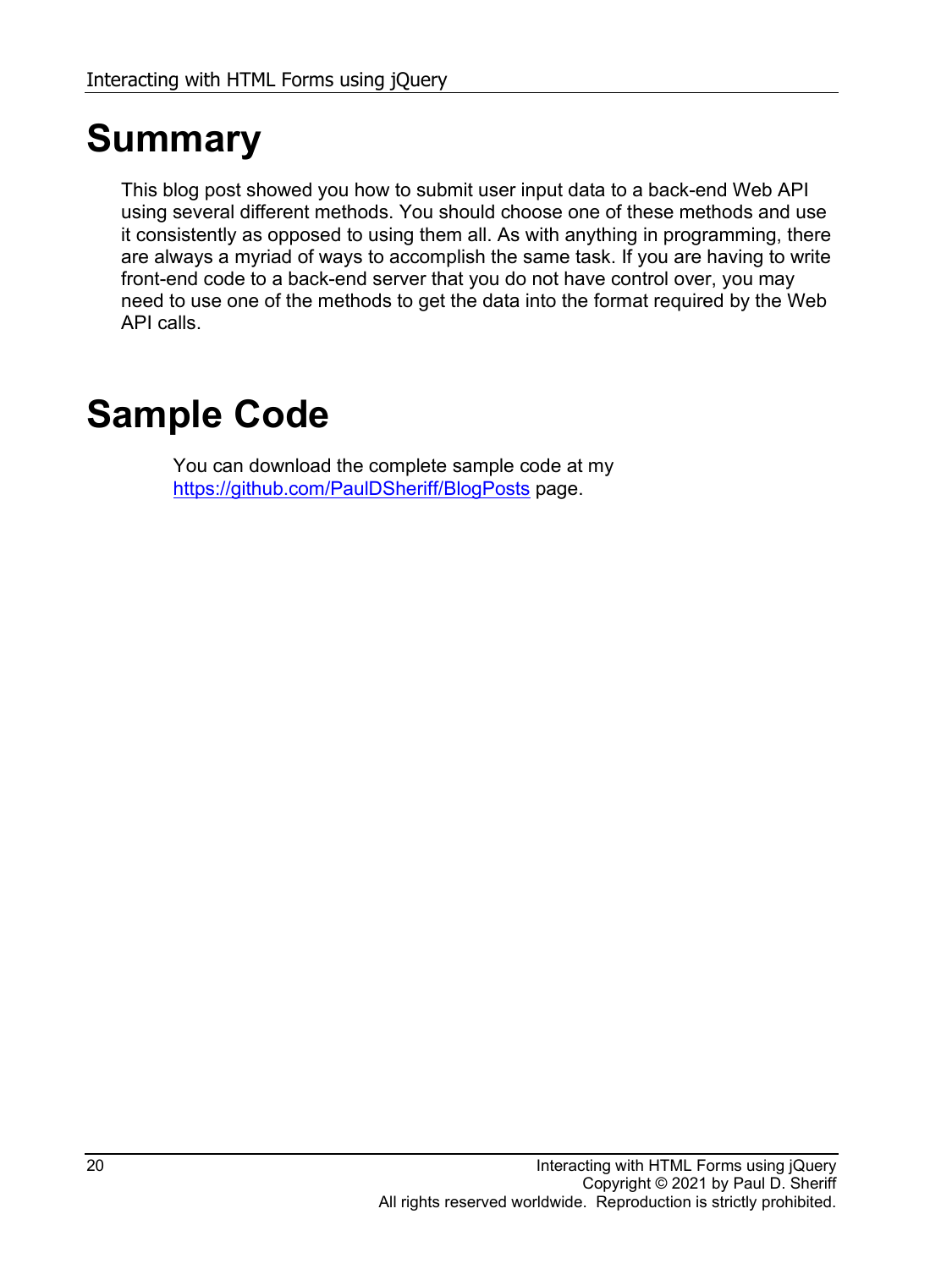# Summary

This blog post showed you how to submit user input data to a back-end Web API using several different methods. You should choose one of these methods and use it consistently as opposed to using them all. As with anything in programming, there are always a myriad of ways to accomplish the same task. If you are having to write front-end code to a back-end server that you do not have control over, you may need to use one of the methods to get the data into the format required by the Web API calls.

# Sample Code

You can download the complete sample code at my [https://github.com/PaulDSheriff/BlogPosts](https://github.com/PaulDSheriff/BlogPosts) page.